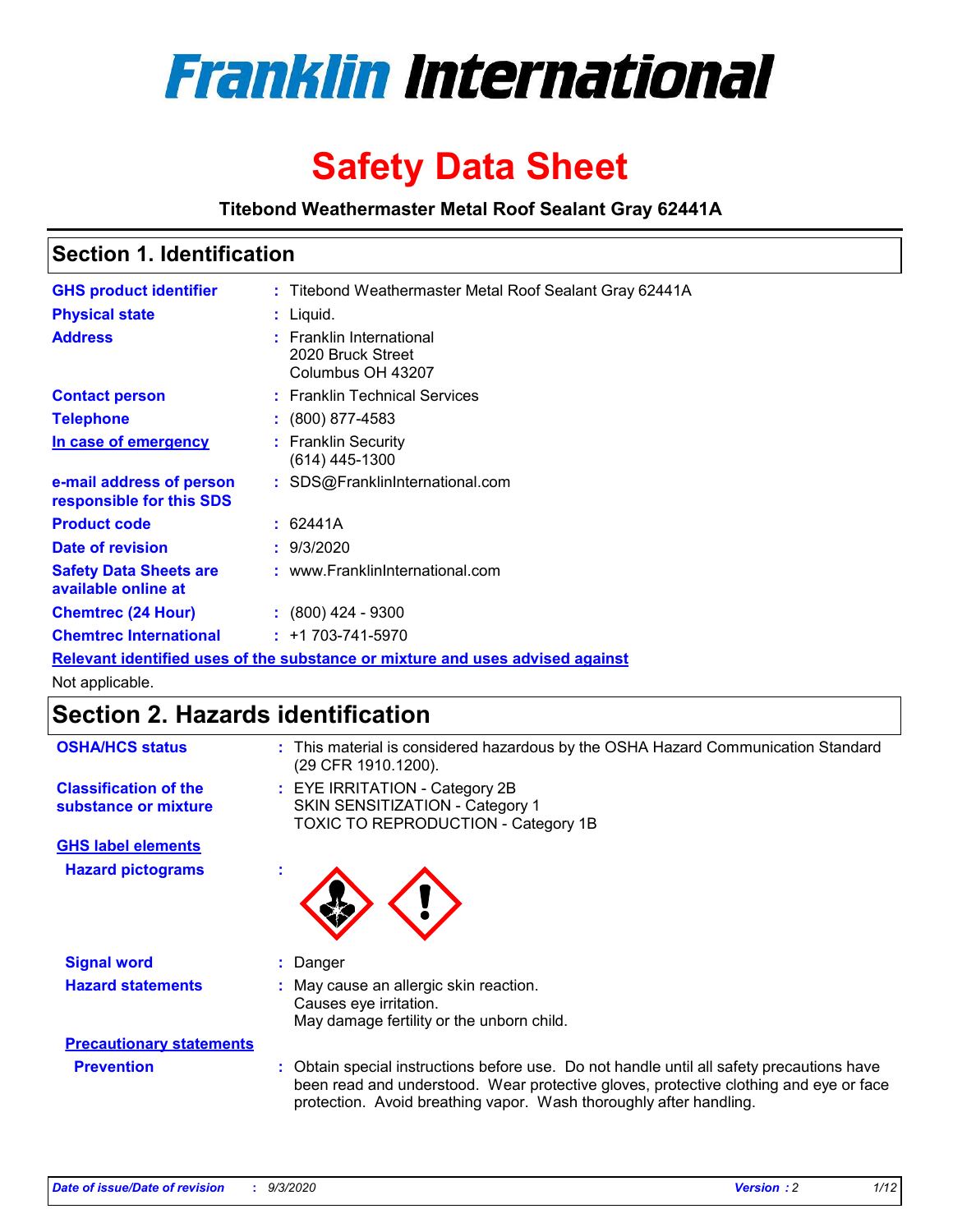# Franklin International

# Safety Data Sheet

**Titebond Weathermaster Metal Roof Sealant Gray 62441A**

## Section 1. Identification

| | | |
|---|---|---|
| **GHS product identifier** | : | Titebond Weathermaster Metal Roof Sealant Gray 62441A |
| **Physical state** | : | Liquid. |
| **Address** | : | Franklin International<br>2020 Bruck Street<br>Columbus OH 43207 |
| **Contact person** | : | Franklin Technical Services |
| **Telephone** | : | (800) 877-4583 |
| **In case of emergency** | : | Franklin Security<br>(614) 445-1300 |
| **e-mail address of person responsible for this SDS** | : | SDS@FranklinInternational.com |
| **Product code** | : | 62441A |
| **Date of revision** | : | 9/3/2020 |
| **Safety Data Sheets are available online at** | : | www.FranklinInternational.com |
| **Chemtrec (24 Hour)** | : | (800) 424 - 9300 |
| **Chemtrec International** | : | +1 703-741-5970 |

**Relevant identified uses of the substance or mixture and uses advised against**

Not applicable.

## Section 2. Hazards identification

| | | |
|---|---|---|
| **OSHA/HCS status** | : | This material is considered hazardous by the OSHA Hazard Communication Standard (29 CFR 1910.1200). |
| **Classification of the substance or mixture** | : | EYE IRRITATION - Category 2B<br>SKIN SENSITIZATION - Category 1<br>TOXIC TO REPRODUCTION - Category 1B |

**GHS label elements**

**Hazard pictograms** :

| | | |
|---|---|---|
| **Signal word** | : | Danger |
| **Hazard statements** | : | May cause an allergic skin reaction.<br>Causes eye irritation.<br>May damage fertility or the unborn child. |

**Precautionary statements**

| | | |
|---|---|---|
| **Prevention** | : | Obtain special instructions before use. Do not handle until all safety precautions have been read and understood. Wear protective gloves, protective clothing and eye or face protection. Avoid breathing vapor. Wash thoroughly after handling. |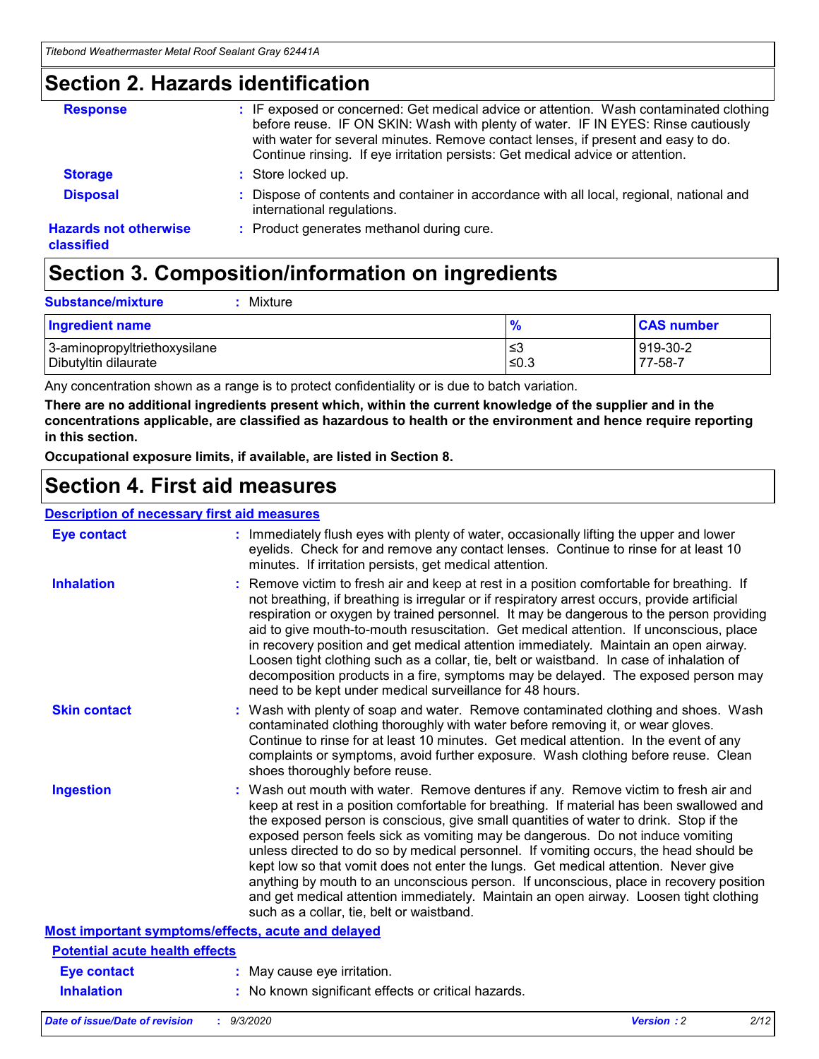## Section 2. Hazards identification

**Response** : IF exposed or concerned: Get medical advice or attention. Wash contaminated clothing before reuse. IF ON SKIN: Wash with plenty of water. IF IN EYES: Rinse cautiously with water for several minutes. Remove contact lenses, if present and easy to do. Continue rinsing. If eye irritation persists: Get medical advice or attention.

**Storage** : Store locked up.

**Disposal** : Dispose of contents and container in accordance with all local, regional, national and international regulations.

**Hazards not otherwise classified** : Product generates methanol during cure.

## Section 3. Composition/information on ingredients

**Substance/mixture** : Mixture

| Ingredient name | % | CAS number |
|---|---|---|
| 3-aminopropyltriethoxysilane | ≤3 | 919-30-2 |
| Dibutyltin dilaurate | ≤0.3 | 77-58-7 |

Any concentration shown as a range is to protect confidentiality or is due to batch variation.

**There are no additional ingredients present which, within the current knowledge of the supplier and in the concentrations applicable, are classified as hazardous to health or the environment and hence require reporting in this section.**

**Occupational exposure limits, if available, are listed in Section 8.**

## Section 4. First aid measures

### Description of necessary first aid measures

**Eye contact** : Immediately flush eyes with plenty of water, occasionally lifting the upper and lower eyelids. Check for and remove any contact lenses. Continue to rinse for at least 10 minutes. If irritation persists, get medical attention.

**Inhalation** : Remove victim to fresh air and keep at rest in a position comfortable for breathing. If not breathing, if breathing is irregular or if respiratory arrest occurs, provide artificial respiration or oxygen by trained personnel. It may be dangerous to the person providing aid to give mouth-to-mouth resuscitation. Get medical attention. If unconscious, place in recovery position and get medical attention immediately. Maintain an open airway. Loosen tight clothing such as a collar, tie, belt or waistband. In case of inhalation of decomposition products in a fire, symptoms may be delayed. The exposed person may need to be kept under medical surveillance for 48 hours.

**Skin contact** : Wash with plenty of soap and water. Remove contaminated clothing and shoes. Wash contaminated clothing thoroughly with water before removing it, or wear gloves. Continue to rinse for at least 10 minutes. Get medical attention. In the event of any complaints or symptoms, avoid further exposure. Wash clothing before reuse. Clean shoes thoroughly before reuse.

**Ingestion** : Wash out mouth with water. Remove dentures if any. Remove victim to fresh air and keep at rest in a position comfortable for breathing. If material has been swallowed and the exposed person is conscious, give small quantities of water to drink. Stop if the exposed person feels sick as vomiting may be dangerous. Do not induce vomiting unless directed to do so by medical personnel. If vomiting occurs, the head should be kept low so that vomit does not enter the lungs. Get medical attention. Never give anything by mouth to an unconscious person. If unconscious, place in recovery position and get medical attention immediately. Maintain an open airway. Loosen tight clothing such as a collar, tie, belt or waistband.

### Most important symptoms/effects, acute and delayed

#### Potential acute health effects

**Eye contact** : May cause eye irritation.

**Inhalation** : No known significant effects or critical hazards.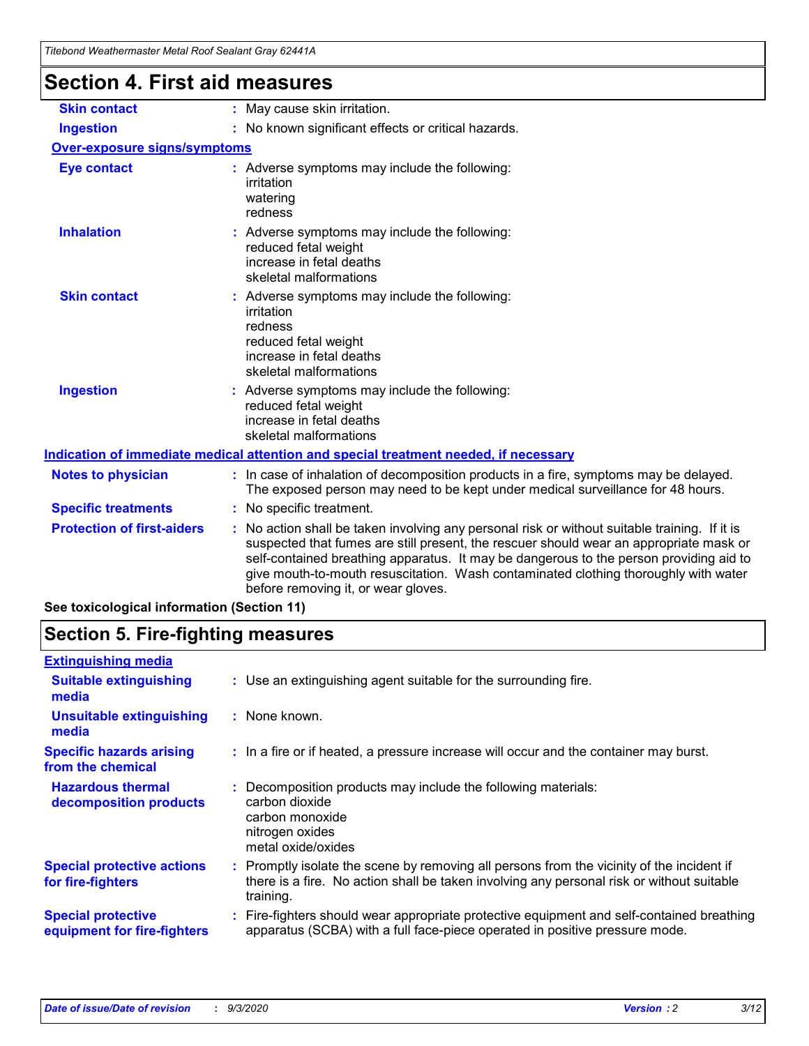# Section 4. First aid measures

| | |
|---|---|
| **Skin contact** | : May cause skin irritation. |
| **Ingestion** | : No known significant effects or critical hazards. |

**Over-exposure signs/symptoms**

| | |
|---|---|
| **Eye contact** | : Adverse symptoms may include the following:<br>irritation<br>watering<br>redness |
| **Inhalation** | : Adverse symptoms may include the following:<br>reduced fetal weight<br>increase in fetal deaths<br>skeletal malformations |
| **Skin contact** | : Adverse symptoms may include the following:<br>irritation<br>redness<br>reduced fetal weight<br>increase in fetal deaths<br>skeletal malformations |
| **Ingestion** | : Adverse symptoms may include the following:<br>reduced fetal weight<br>increase in fetal deaths<br>skeletal malformations |

**Indication of immediate medical attention and special treatment needed, if necessary**

| | |
|---|---|
| **Notes to physician** | : In case of inhalation of decomposition products in a fire, symptoms may be delayed. The exposed person may need to be kept under medical surveillance for 48 hours. |
| **Specific treatments** | : No specific treatment. |
| **Protection of first-aiders** | : No action shall be taken involving any personal risk or without suitable training. If it is suspected that fumes are still present, the rescuer should wear an appropriate mask or self-contained breathing apparatus. It may be dangerous to the person providing aid to give mouth-to-mouth resuscitation. Wash contaminated clothing thoroughly with water before removing it, or wear gloves. |

**See toxicological information (Section 11)**

# Section 5. Fire-fighting measures

**Extinguishing media**

| | |
|---|---|
| **Suitable extinguishing media** | : Use an extinguishing agent suitable for the surrounding fire. |
| **Unsuitable extinguishing media** | : None known. |
| **Specific hazards arising from the chemical** | : In a fire or if heated, a pressure increase will occur and the container may burst. |
| **Hazardous thermal decomposition products** | : Decomposition products may include the following materials:<br>carbon dioxide<br>carbon monoxide<br>nitrogen oxides<br>metal oxide/oxides |
| **Special protective actions for fire-fighters** | : Promptly isolate the scene by removing all persons from the vicinity of the incident if there is a fire. No action shall be taken involving any personal risk or without suitable training. |
| **Special protective equipment for fire-fighters** | : Fire-fighters should wear appropriate protective equipment and self-contained breathing apparatus (SCBA) with a full face-piece operated in positive pressure mode. |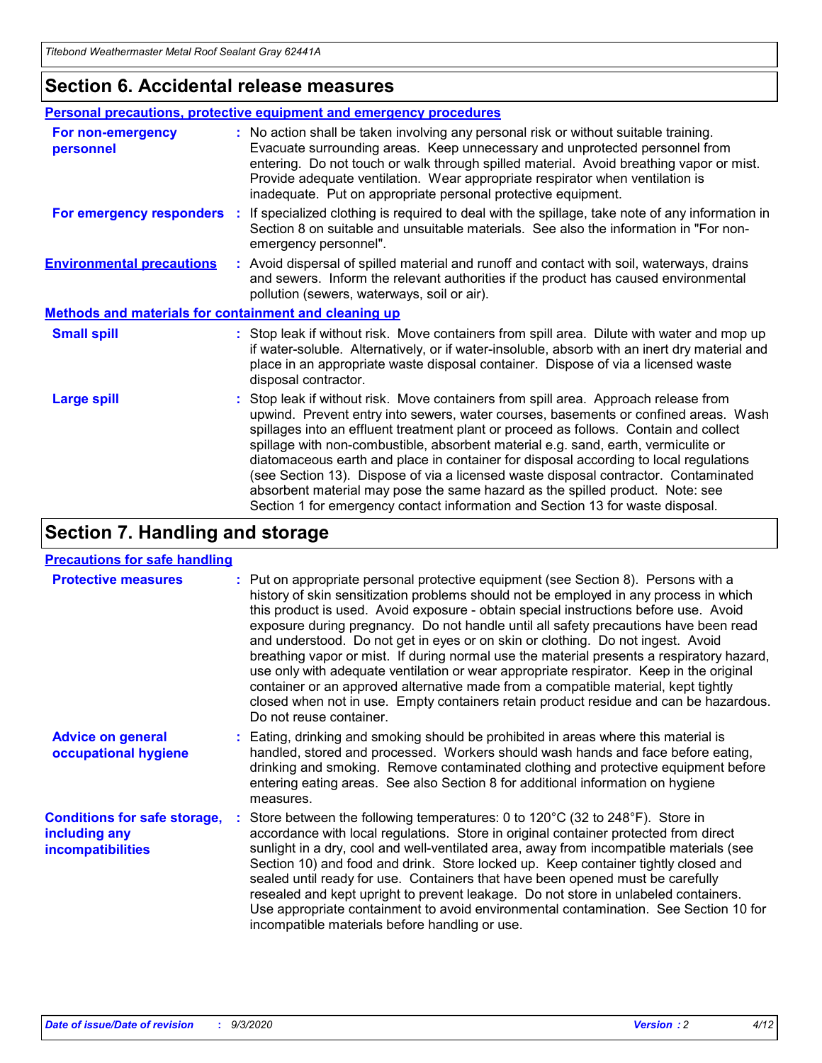## Section 6. Accidental release measures

### Personal precautions, protective equipment and emergency procedures

**For non-emergency personnel** : No action shall be taken involving any personal risk or without suitable training. Evacuate surrounding areas. Keep unnecessary and unprotected personnel from entering. Do not touch or walk through spilled material. Avoid breathing vapor or mist. Provide adequate ventilation. Wear appropriate respirator when ventilation is inadequate. Put on appropriate personal protective equipment.

**For emergency responders** : If specialized clothing is required to deal with the spillage, take note of any information in Section 8 on suitable and unsuitable materials. See also the information in "For non-emergency personnel".

**Environmental precautions** : Avoid dispersal of spilled material and runoff and contact with soil, waterways, drains and sewers. Inform the relevant authorities if the product has caused environmental pollution (sewers, waterways, soil or air).

### Methods and materials for containment and cleaning up

**Small spill** : Stop leak if without risk. Move containers from spill area. Dilute with water and mop up if water-soluble. Alternatively, or if water-insoluble, absorb with an inert dry material and place in an appropriate waste disposal container. Dispose of via a licensed waste disposal contractor.

**Large spill** : Stop leak if without risk. Move containers from spill area. Approach release from upwind. Prevent entry into sewers, water courses, basements or confined areas. Wash spillages into an effluent treatment plant or proceed as follows. Contain and collect spillage with non-combustible, absorbent material e.g. sand, earth, vermiculite or diatomaceous earth and place in container for disposal according to local regulations (see Section 13). Dispose of via a licensed waste disposal contractor. Contaminated absorbent material may pose the same hazard as the spilled product. Note: see Section 1 for emergency contact information and Section 13 for waste disposal.

## Section 7. Handling and storage

### Precautions for safe handling

**Protective measures** : Put on appropriate personal protective equipment (see Section 8). Persons with a history of skin sensitization problems should not be employed in any process in which this product is used. Avoid exposure - obtain special instructions before use. Avoid exposure during pregnancy. Do not handle until all safety precautions have been read and understood. Do not get in eyes or on skin or clothing. Do not ingest. Avoid breathing vapor or mist. If during normal use the material presents a respiratory hazard, use only with adequate ventilation or wear appropriate respirator. Keep in the original container or an approved alternative made from a compatible material, kept tightly closed when not in use. Empty containers retain product residue and can be hazardous. Do not reuse container.

**Advice on general occupational hygiene** : Eating, drinking and smoking should be prohibited in areas where this material is handled, stored and processed. Workers should wash hands and face before eating, drinking and smoking. Remove contaminated clothing and protective equipment before entering eating areas. See also Section 8 for additional information on hygiene measures.

**Conditions for safe storage, including any incompatibilities** : Store between the following temperatures: 0 to 120°C (32 to 248°F). Store in accordance with local regulations. Store in original container protected from direct sunlight in a dry, cool and well-ventilated area, away from incompatible materials (see Section 10) and food and drink. Store locked up. Keep container tightly closed and sealed until ready for use. Containers that have been opened must be carefully resealed and kept upright to prevent leakage. Do not store in unlabeled containers. Use appropriate containment to avoid environmental contamination. See Section 10 for incompatible materials before handling or use.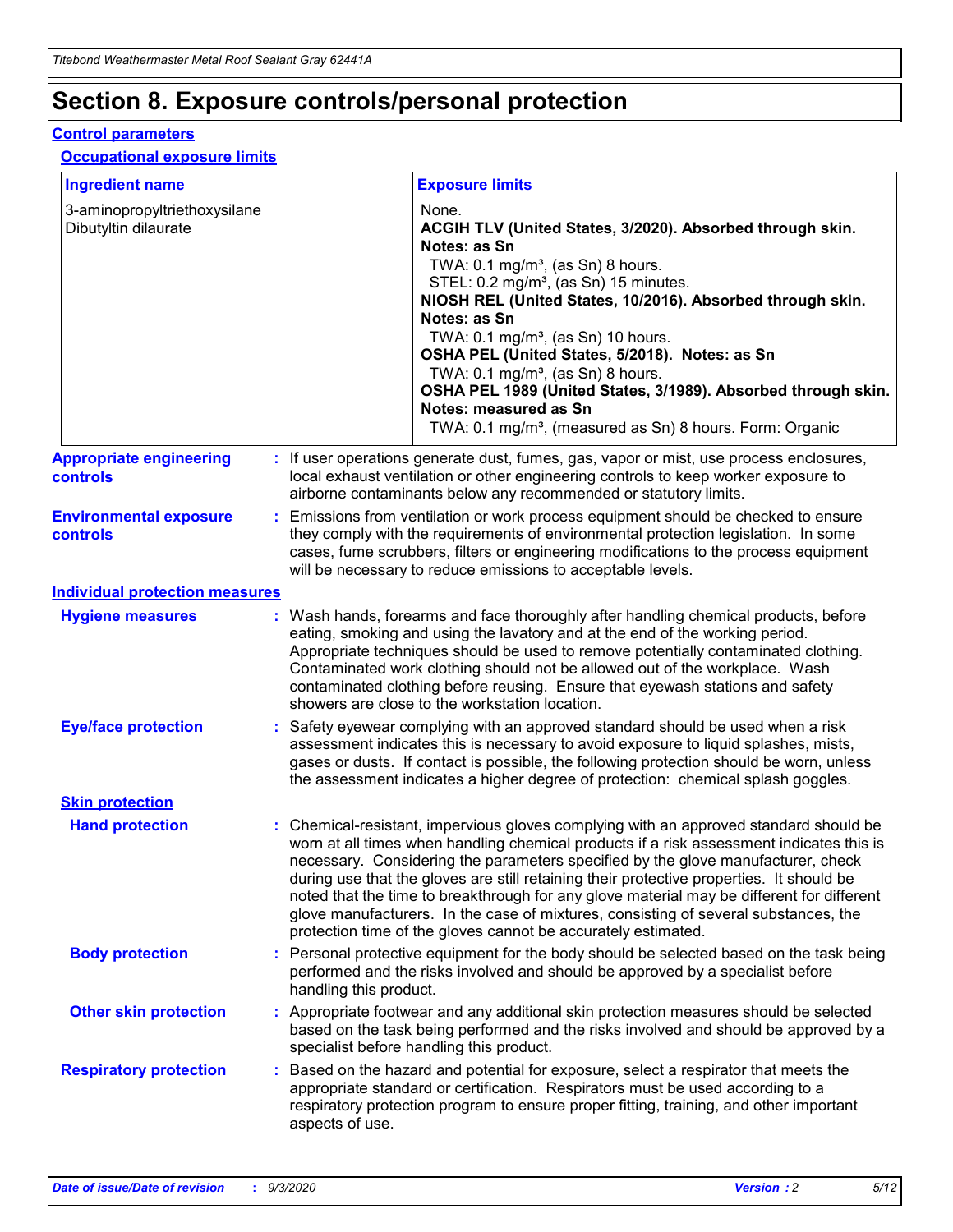# Section 8. Exposure controls/personal protection

## Control parameters

### Occupational exposure limits

| Ingredient name | Exposure limits |
| --- | --- |
| 3-aminopropyltriethoxysilane | None. |
| Dibutyltin dilaurate | **ACGIH TLV (United States, 3/2020). Absorbed through skin. Notes: as Sn**<br>TWA: 0.1 mg/m³, (as Sn) 8 hours.<br>STEL: 0.2 mg/m³, (as Sn) 15 minutes.<br>**NIOSH REL (United States, 10/2016). Absorbed through skin. Notes: as Sn**<br>TWA: 0.1 mg/m³, (as Sn) 10 hours.<br>**OSHA PEL (United States, 5/2018). Notes: as Sn**<br>TWA: 0.1 mg/m³, (as Sn) 8 hours.<br>**OSHA PEL 1989 (United States, 3/1989). Absorbed through skin. Notes: measured as Sn**<br>TWA: 0.1 mg/m³, (measured as Sn) 8 hours. Form: Organic |

**Appropriate engineering controls** : If user operations generate dust, fumes, gas, vapor or mist, use process enclosures, local exhaust ventilation or other engineering controls to keep worker exposure to airborne contaminants below any recommended or statutory limits.

**Environmental exposure controls** : Emissions from ventilation or work process equipment should be checked to ensure they comply with the requirements of environmental protection legislation. In some cases, fume scrubbers, filters or engineering modifications to the process equipment will be necessary to reduce emissions to acceptable levels.

## Individual protection measures

**Hygiene measures** : Wash hands, forearms and face thoroughly after handling chemical products, before eating, smoking and using the lavatory and at the end of the working period. Appropriate techniques should be used to remove potentially contaminated clothing. Contaminated work clothing should not be allowed out of the workplace. Wash contaminated clothing before reusing. Ensure that eyewash stations and safety showers are close to the workstation location.

**Eye/face protection** : Safety eyewear complying with an approved standard should be used when a risk assessment indicates this is necessary to avoid exposure to liquid splashes, mists, gases or dusts. If contact is possible, the following protection should be worn, unless the assessment indicates a higher degree of protection: chemical splash goggles.

### Skin protection

**Hand protection** : Chemical-resistant, impervious gloves complying with an approved standard should be worn at all times when handling chemical products if a risk assessment indicates this is necessary. Considering the parameters specified by the glove manufacturer, check during use that the gloves are still retaining their protective properties. It should be noted that the time to breakthrough for any glove material may be different for different glove manufacturers. In the case of mixtures, consisting of several substances, the protection time of the gloves cannot be accurately estimated.

**Body protection** : Personal protective equipment for the body should be selected based on the task being performed and the risks involved and should be approved by a specialist before handling this product.

**Other skin protection** : Appropriate footwear and any additional skin protection measures should be selected based on the task being performed and the risks involved and should be approved by a specialist before handling this product.

**Respiratory protection** : Based on the hazard and potential for exposure, select a respirator that meets the appropriate standard or certification. Respirators must be used according to a respiratory protection program to ensure proper fitting, training, and other important aspects of use.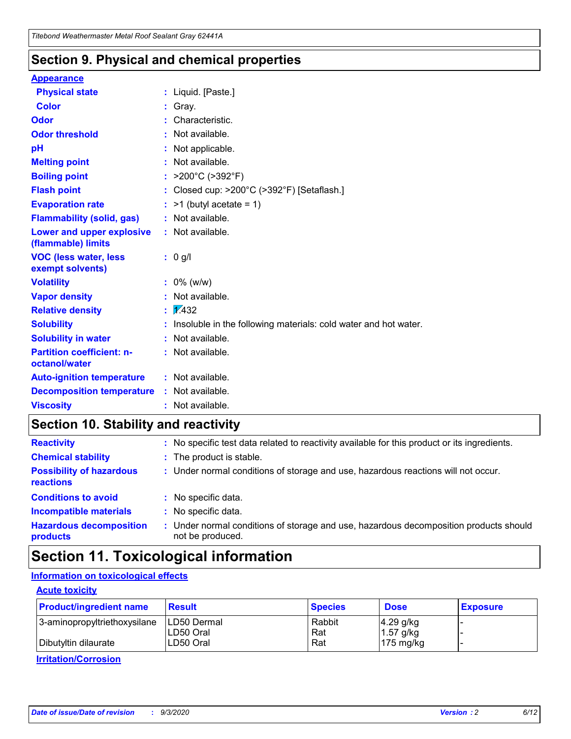## Section 9. Physical and chemical properties

**Appearance**

| | |
|---|---|
| **Physical state** | : Liquid. [Paste.] |
| **Color** | : Gray. |
| **Odor** | : Characteristic. |
| **Odor threshold** | : Not available. |
| **pH** | : Not applicable. |
| **Melting point** | : Not available. |
| **Boiling point** | : >200°C (>392°F) |
| **Flash point** | : Closed cup: >200°C (>392°F) [Setaflash.] |
| **Evaporation rate** | : >1 (butyl acetate = 1) |
| **Flammability (solid, gas)** | : Not available. |
| **Lower and upper explosive (flammable) limits** | : Not available. |
| **VOC (less water, less exempt solvents)** | : 0 g/l |
| **Volatility** | : 0% (w/w) |
| **Vapor density** | : Not available. |
| **Relative density** | : 1.432 |
| **Solubility** | : Insoluble in the following materials: cold water and hot water. |
| **Solubility in water** | : Not available. |
| **Partition coefficient: n-octanol/water** | : Not available. |
| **Auto-ignition temperature** | : Not available. |
| **Decomposition temperature** | : Not available. |
| **Viscosity** | : Not available. |

## Section 10. Stability and reactivity

| | |
|---|---|
| **Reactivity** | : No specific test data related to reactivity available for this product or its ingredients. |
| **Chemical stability** | : The product is stable. |
| **Possibility of hazardous reactions** | : Under normal conditions of storage and use, hazardous reactions will not occur. |
| **Conditions to avoid** | : No specific data. |
| **Incompatible materials** | : No specific data. |
| **Hazardous decomposition products** | : Under normal conditions of storage and use, hazardous decomposition products should not be produced. |

## Section 11. Toxicological information

**Information on toxicological effects**

**Acute toxicity**

| Product/ingredient name | Result | Species | Dose | Exposure |
|---|---|---|---|---|
| 3-aminopropyltriethoxysilane | LD50 Dermal | Rabbit | 4.29 g/kg | - |
| | LD50 Oral | Rat | 1.57 g/kg | - |
| Dibutyltin dilaurate | LD50 Oral | Rat | 175 mg/kg | - |

**Irritation/Corrosion**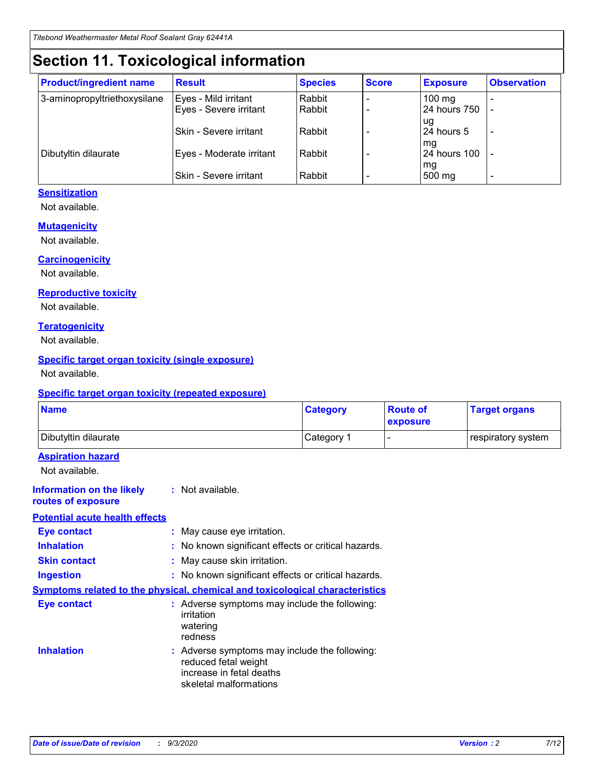# Section 11. Toxicological information

| Product/ingredient name | Result | Species | Score | Exposure | Observation |
|---|---|---|---|---|---|
| 3-aminopropyltriethoxysilane | Eyes - Mild irritant | Rabbit | - | 100 mg | - |
| | Eyes - Severe irritant | Rabbit | - | 24 hours 750 ug | - |
| | Skin - Severe irritant | Rabbit | - | 24 hours 5 mg | - |
| Dibutyltin dilaurate | Eyes - Moderate irritant | Rabbit | - | 24 hours 100 mg | - |
| | Skin - Severe irritant | Rabbit | - | 500 mg | - |

**Sensitization**

Not available.

**Mutagenicity**

Not available.

**Carcinogenicity**

Not available.

**Reproductive toxicity**

Not available.

**Teratogenicity**

Not available.

**Specific target organ toxicity (single exposure)**

Not available.

**Specific target organ toxicity (repeated exposure)**

| Name | Category | Route of exposure | Target organs |
|---|---|---|---|
| Dibutyltin dilaurate | Category 1 | - | respiratory system |

**Aspiration hazard**

Not available.

**Information on the likely routes of exposure** : Not available.

**Potential acute health effects**

**Eye contact** : May cause eye irritation.

**Inhalation** : No known significant effects or critical hazards.

**Skin contact** : May cause skin irritation.

**Ingestion** : No known significant effects or critical hazards.

**Symptoms related to the physical, chemical and toxicological characteristics**

**Eye contact** : Adverse symptoms may include the following:
irritation
watering
redness

**Inhalation** : Adverse symptoms may include the following:
reduced fetal weight
increase in fetal deaths
skeletal malformations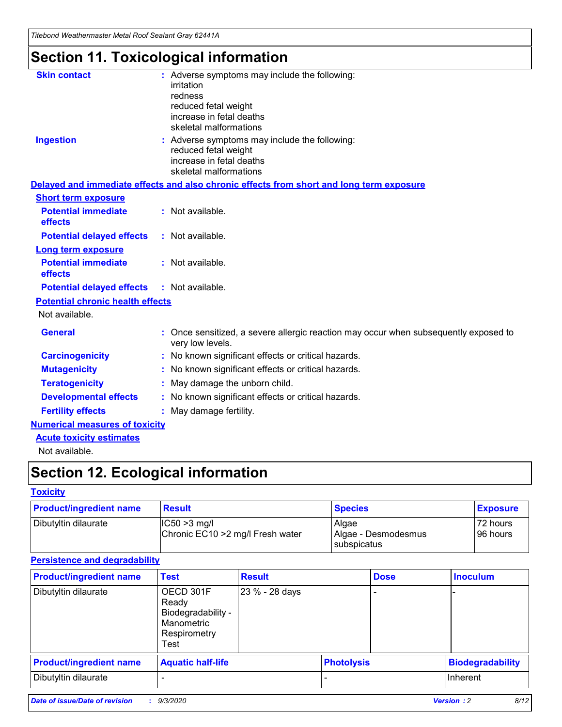# Section 11. Toxicological information

**Skin contact** : Adverse symptoms may include the following:
irritation
redness
reduced fetal weight
increase in fetal deaths
skeletal malformations

**Ingestion** : Adverse symptoms may include the following:
reduced fetal weight
increase in fetal deaths
skeletal malformations

**Delayed and immediate effects and also chronic effects from short and long term exposure**

**Short term exposure**

**Potential immediate effects** : Not available.

**Potential delayed effects** : Not available.

**Long term exposure**

**Potential immediate effects** : Not available.

**Potential delayed effects** : Not available.

**Potential chronic health effects**

Not available.

**General** : Once sensitized, a severe allergic reaction may occur when subsequently exposed to very low levels.

**Carcinogenicity** : No known significant effects or critical hazards.

**Mutagenicity** : No known significant effects or critical hazards.

**Teratogenicity** : May damage the unborn child.

**Developmental effects** : No known significant effects or critical hazards.

**Fertility effects** : May damage fertility.

**Numerical measures of toxicity**

**Acute toxicity estimates**

Not available.

# Section 12. Ecological information

**Toxicity**

| Product/ingredient name | Result | Species | Exposure |
|---|---|---|---|
| Dibutyltin dilaurate | IC50 >3 mg/l<br>Chronic EC10 >2 mg/l Fresh water | Algae<br>Algae - Desmodesmus subspicatus | 72 hours<br>96 hours |

**Persistence and degradability**

| Product/ingredient name | Test | Result | Dose | Inoculum |
|---|---|---|---|---|
| Dibutyltin dilaurate | OECD 301F Ready Biodegradability - Manometric Respirometry Test | 23 % - 28 days | - | - |

| Product/ingredient name | Aquatic half-life | Photolysis | Biodegradability |
|---|---|---|---|
| Dibutyltin dilaurate | - | - | Inherent |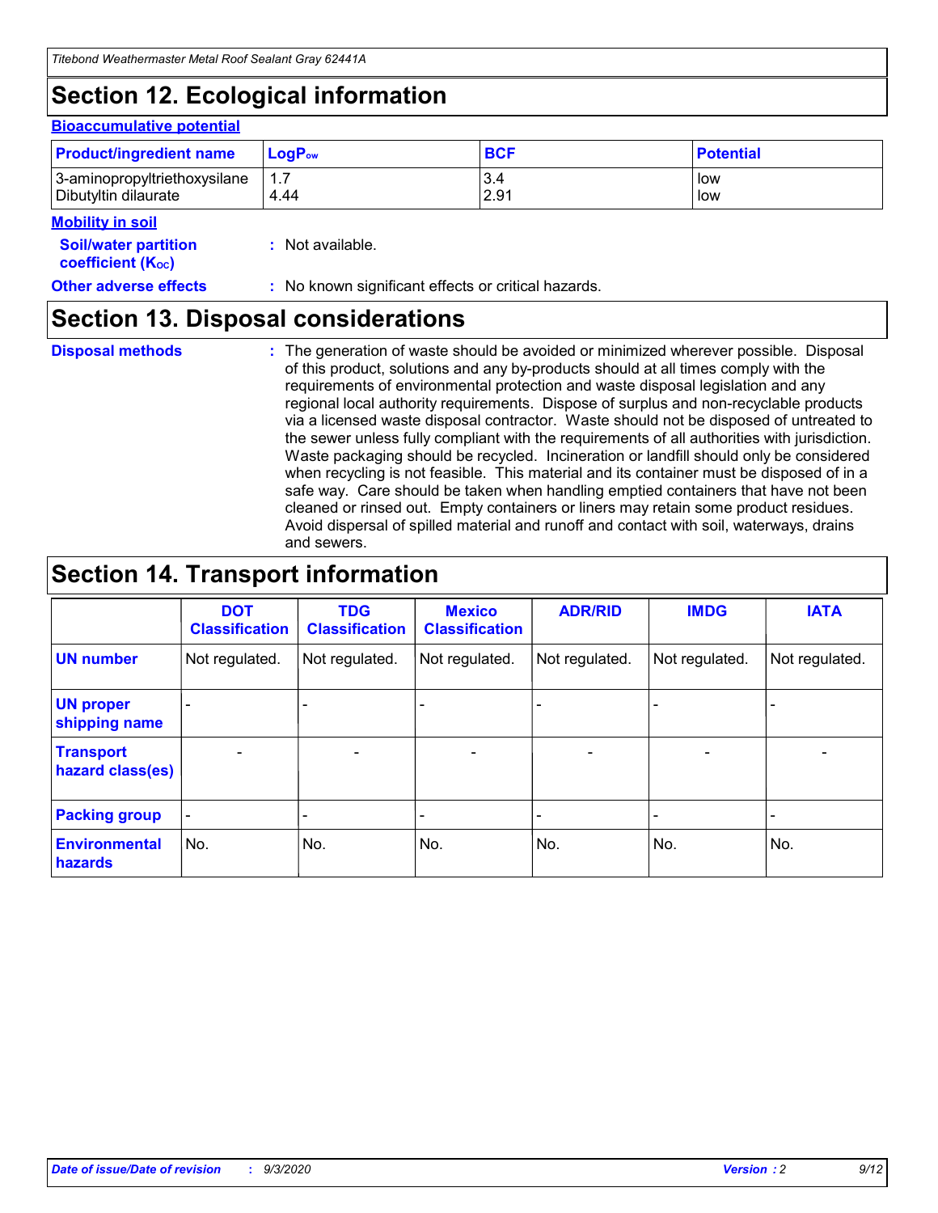# Section 12. Ecological information

### Bioaccumulative potential

| Product/ingredient name | $LogP_{ow}$ | BCF | Potential |
| --- | --- | --- | --- |
| 3-aminopropyltriethoxysilane<br>Dibutyltin dilaurate | 1.7<br>4.44 | 3.4<br>2.91 | low<br>low |

### Mobility in soil

**Soil/water partition coefficient ($K_{OC}$)** : Not available.

**Other adverse effects** : No known significant effects or critical hazards.

# Section 13. Disposal considerations

**Disposal methods** : The generation of waste should be avoided or minimized wherever possible. Disposal of this product, solutions and any by-products should at all times comply with the requirements of environmental protection and waste disposal legislation and any regional local authority requirements. Dispose of surplus and non-recyclable products via a licensed waste disposal contractor. Waste should not be disposed of untreated to the sewer unless fully compliant with the requirements of all authorities with jurisdiction. Waste packaging should be recycled. Incineration or landfill should only be considered when recycling is not feasible. This material and its container must be disposed of in a safe way. Care should be taken when handling emptied containers that have not been cleaned or rinsed out. Empty containers or liners may retain some product residues. Avoid dispersal of spilled material and runoff and contact with soil, waterways, drains and sewers.

# Section 14. Transport information

| | DOT Classification | TDG Classification | Mexico Classification | ADR/RID | IMDG | IATA |
| --- | --- | --- | --- | --- | --- | --- |
| UN number | Not regulated. | Not regulated. | Not regulated. | Not regulated. | Not regulated. | Not regulated. |
| UN proper shipping name | - | - | - | - | - | - |
| Transport hazard class(es) | - | - | - | - | - | - |
| Packing group | - | - | - | - | - | - |
| Environmental hazards | No. | No. | No. | No. | No. | No. |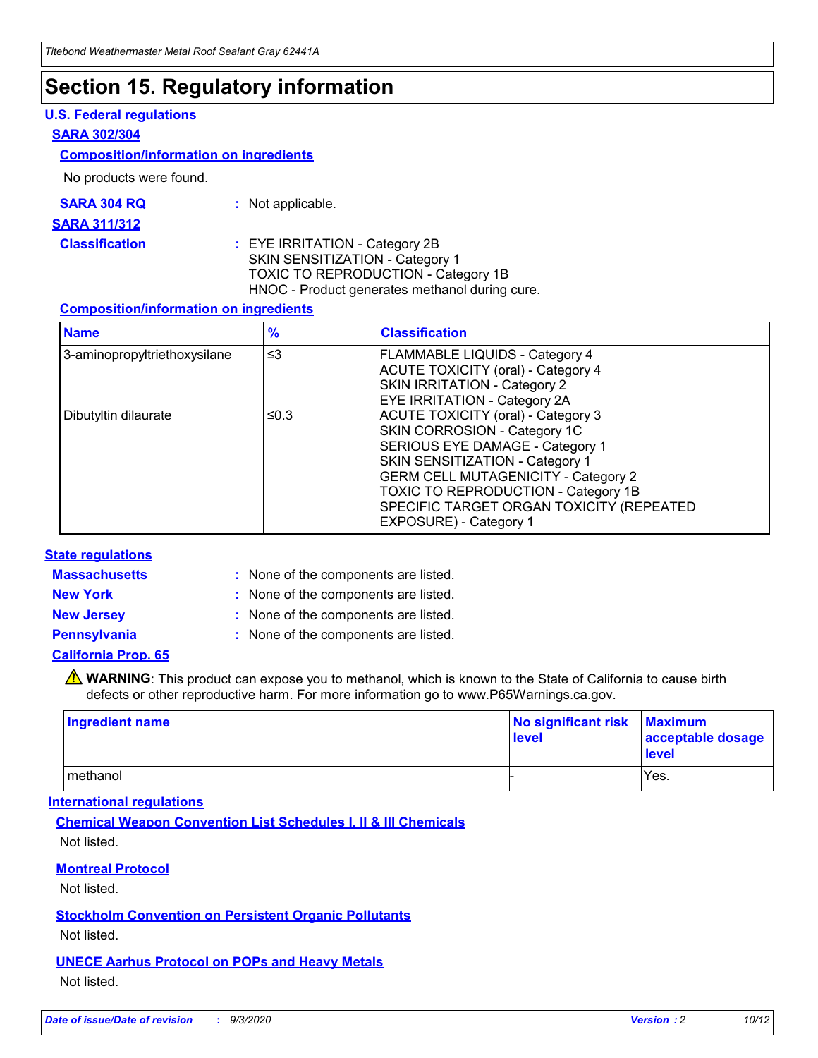# Section 15. Regulatory information

### U.S. Federal regulations

**SARA 302/304**

**Composition/information on ingredients**

No products were found.

**SARA 304 RQ** : Not applicable.

**SARA 311/312**

**Classification** : EYE IRRITATION - Category 2B
SKIN SENSITIZATION - Category 1
TOXIC TO REPRODUCTION - Category 1B
HNOC - Product generates methanol during cure.

**Composition/information on ingredients**

| Name | % | Classification |
|---|---|---|
| 3-aminopropyltriethoxysilane | ≤3 | FLAMMABLE LIQUIDS - Category 4<br>ACUTE TOXICITY (oral) - Category 4<br>SKIN IRRITATION - Category 2<br>EYE IRRITATION - Category 2A |
| Dibutyltin dilaurate | ≤0.3 | ACUTE TOXICITY (oral) - Category 3<br>SKIN CORROSION - Category 1C<br>SERIOUS EYE DAMAGE - Category 1<br>SKIN SENSITIZATION - Category 1<br>GERM CELL MUTAGENICITY - Category 2<br>TOXIC TO REPRODUCTION - Category 1B<br>SPECIFIC TARGET ORGAN TOXICITY (REPEATED EXPOSURE) - Category 1 |

### State regulations

**Massachusetts** : None of the components are listed.

**New York** : None of the components are listed.

**New Jersey** : None of the components are listed.

**Pennsylvania** : None of the components are listed.

**California Prop. 65**

⚠ **WARNING**: This product can expose you to methanol, which is known to the State of California to cause birth defects or other reproductive harm. For more information go to www.P65Warnings.ca.gov.

| Ingredient name | No significant risk level | Maximum acceptable dosage level |
|---|---|---|
| methanol | - | Yes. |

### International regulations

**Chemical Weapon Convention List Schedules I, II & III Chemicals**

Not listed.

**Montreal Protocol**

Not listed.

**Stockholm Convention on Persistent Organic Pollutants**

Not listed.

**UNECE Aarhus Protocol on POPs and Heavy Metals**

Not listed.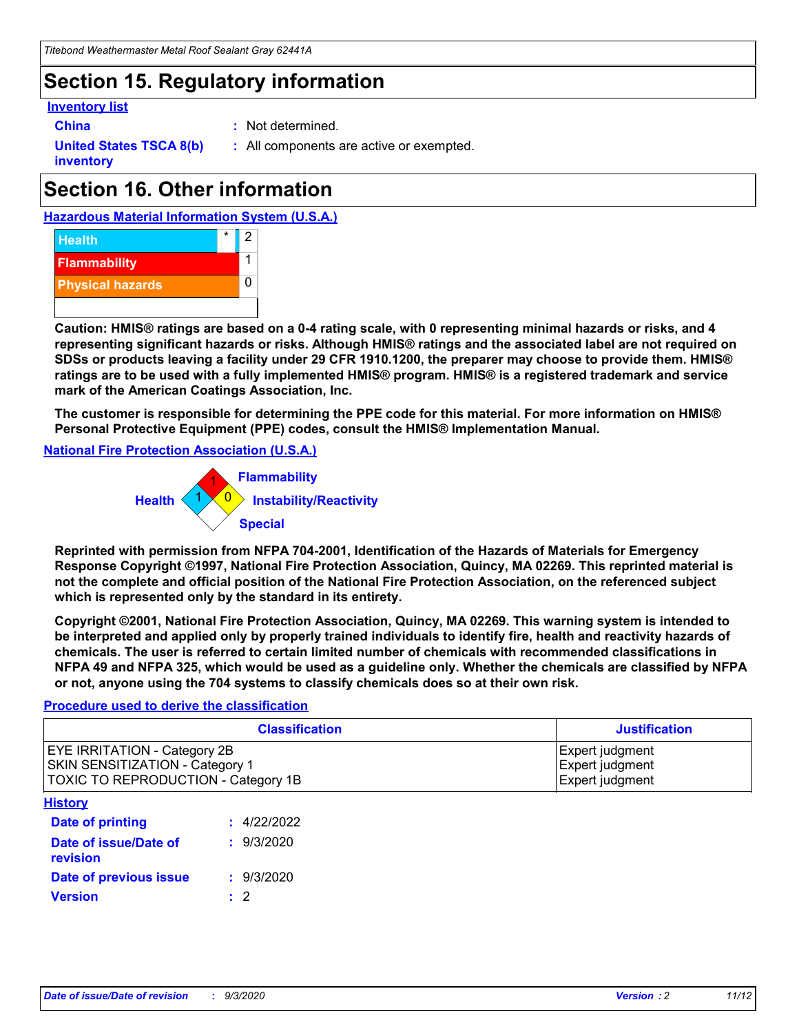# Section 15. Regulatory information

**Inventory list**

**China** : Not determined.

**United States TSCA 8(b) inventory** : All components are active or exempted.

# Section 16. Other information

**Hazardous Material Information System (U.S.A.)**

| | | |
|---|---|---|
| Health | * | 2 |
| Flammability | | 1 |
| Physical hazards | | 0 |

**Caution: HMIS® ratings are based on a 0-4 rating scale, with 0 representing minimal hazards or risks, and 4 representing significant hazards or risks. Although HMIS® ratings and the associated label are not required on SDSs or products leaving a facility under 29 CFR 1910.1200, the preparer may choose to provide them. HMIS® ratings are to be used with a fully implemented HMIS® program. HMIS® is a registered trademark and service mark of the American Coatings Association, Inc.**

**The customer is responsible for determining the PPE code for this material. For more information on HMIS® Personal Protective Equipment (PPE) codes, consult the HMIS® Implementation Manual.**

**National Fire Protection Association (U.S.A.)**

Flammability: 1
Health: 1
Instability/Reactivity: 0
Special:

**Reprinted with permission from NFPA 704-2001, Identification of the Hazards of Materials for Emergency Response Copyright ©1997, National Fire Protection Association, Quincy, MA 02269. This reprinted material is not the complete and official position of the National Fire Protection Association, on the referenced subject which is represented only by the standard in its entirety.**

**Copyright ©2001, National Fire Protection Association, Quincy, MA 02269. This warning system is intended to be interpreted and applied only by properly trained individuals to identify fire, health and reactivity hazards of chemicals. The user is referred to certain limited number of chemicals with recommended classifications in NFPA 49 and NFPA 325, which would be used as a guideline only. Whether the chemicals are classified by NFPA or not, anyone using the 704 systems to classify chemicals does so at their own risk.**

**Procedure used to derive the classification**

| Classification | Justification |
|---|---|
| EYE IRRITATION - Category 2B | Expert judgment |
| SKIN SENSITIZATION - Category 1 | Expert judgment |
| TOXIC TO REPRODUCTION - Category 1B | Expert judgment |

**History**

**Date of printing** : 4/22/2022

**Date of issue/Date of revision** : 9/3/2020

**Date of previous issue** : 9/3/2020

**Version** : 2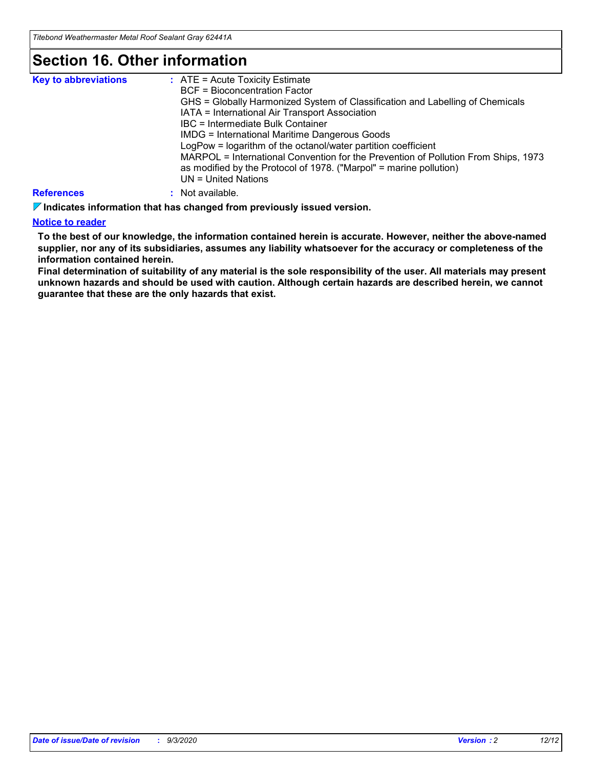# Section 16. Other information

**Key to abbreviations** : ATE = Acute Toxicity Estimate
BCF = Bioconcentration Factor
GHS = Globally Harmonized System of Classification and Labelling of Chemicals
IATA = International Air Transport Association
IBC = Intermediate Bulk Container
IMDG = International Maritime Dangerous Goods
LogPow = logarithm of the octanol/water partition coefficient
MARPOL = International Convention for the Prevention of Pollution From Ships, 1973 as modified by the Protocol of 1978. ("Marpol" = marine pollution)
UN = United Nations

**References** : Not available.

**Indicates information that has changed from previously issued version.**

**Notice to reader**

**To the best of our knowledge, the information contained herein is accurate. However, neither the above-named supplier, nor any of its subsidiaries, assumes any liability whatsoever for the accuracy or completeness of the information contained herein.**

**Final determination of suitability of any material is the sole responsibility of the user. All materials may present unknown hazards and should be used with caution. Although certain hazards are described herein, we cannot guarantee that these are the only hazards that exist.**